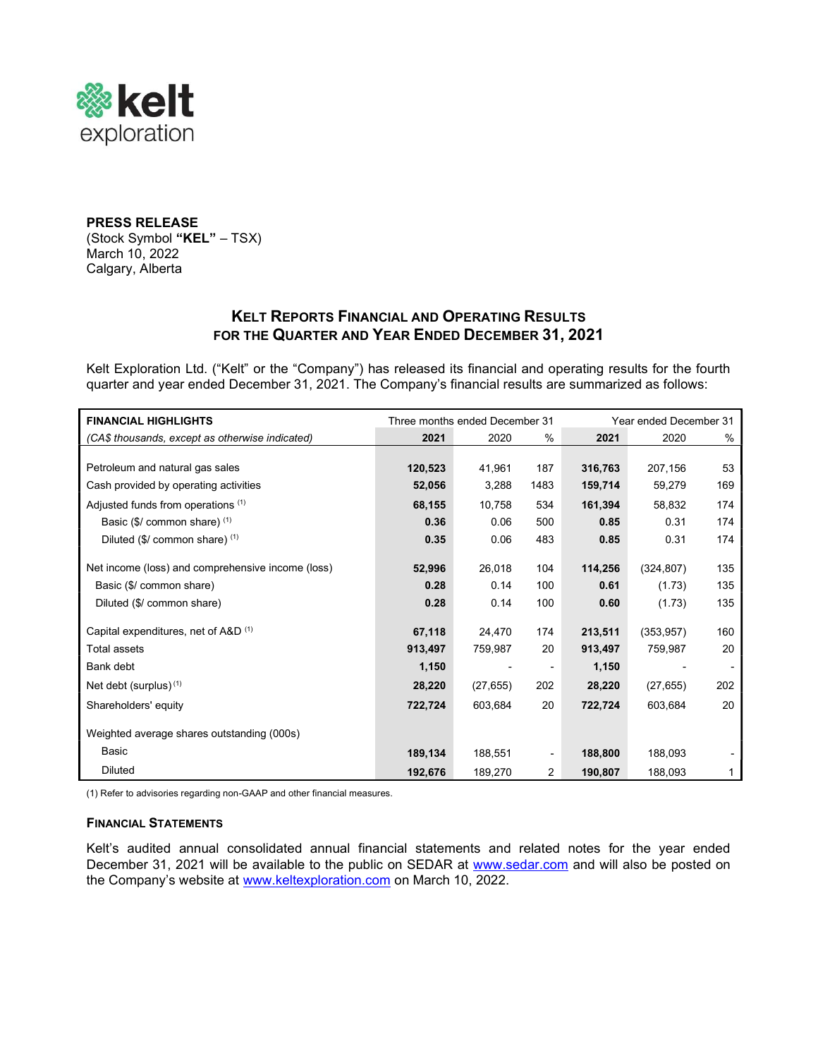**PRESS RELEASE**
(Stock Symbol **"KEL"** – TSX)
March 10, 2022
Calgary, Alberta

## KELT REPORTS FINANCIAL AND OPERATING RESULTS FOR THE QUARTER AND YEAR ENDED DECEMBER 31, 2021

Kelt Exploration Ltd. ("Kelt" or the "Company") has released its financial and operating results for the fourth quarter and year ended December 31, 2021. The Company's financial results are summarized as follows:

| **FINANCIAL HIGHLIGHTS** | Three months ended December 31 | | | Year ended December 31 | | |
|---|---|---|---|---|---|---|
| *(CA$ thousands, except as otherwise indicated)* | **2021** | 2020 | % | **2021** | 2020 | % |
| Petroleum and natural gas sales | **120,523** | 41,961 | 187 | **316,763** | 207,156 | 53 |
| Cash provided by operating activities | **52,056** | 3,288 | 1483 | **159,714** | 59,279 | 169 |
| Adjusted funds from operations [1] | **68,155** | 10,758 | 534 | **161,394** | 58,832 | 174 |
| Basic ($/ common share) [1] | **0.36** | 0.06 | 500 | **0.85** | 0.31 | 174 |
| Diluted ($/ common share) [1] | **0.35** | 0.06 | 483 | **0.85** | 0.31 | 174 |
| Net income (loss) and comprehensive income (loss) | **52,996** | 26,018 | 104 | **114,256** | (324,807) | 135 |
| Basic ($/ common share) | **0.28** | 0.14 | 100 | **0.61** | (1.73) | 135 |
| Diluted ($/ common share) | **0.28** | 0.14 | 100 | **0.60** | (1.73) | 135 |
| Capital expenditures, net of A&D [1] | **67,118** | 24,470 | 174 | **213,511** | (353,957) | 160 |
| Total assets | **913,497** | 759,987 | 20 | **913,497** | 759,987 | 20 |
| Bank debt | **1,150** | - | - | **1,150** | - | - |
| Net debt (surplus) [1] | **28,220** | (27,655) | 202 | **28,220** | (27,655) | 202 |
| Shareholders' equity | **722,724** | 603,684 | 20 | **722,724** | 603,684 | 20 |
| Weighted average shares outstanding (000s) | | | | | | |
| Basic | **189,134** | 188,551 | - | **188,800** | 188,093 | - |
| Diluted | **192,676** | 189,270 | 2 | **190,807** | 188,093 | 1 |

(1) Refer to advisories regarding non-GAAP and other financial measures.

### FINANCIAL STATEMENTS

Kelt's audited annual consolidated annual financial statements and related notes for the year ended December 31, 2021 will be available to the public on SEDAR at www.sedar.com and will also be posted on the Company's website at www.keltexploration.com on March 10, 2022.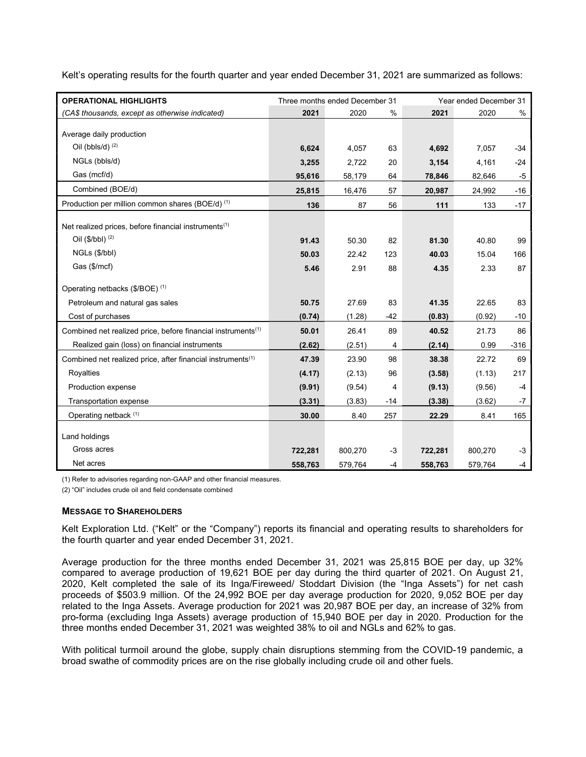Kelt's operating results for the fourth quarter and year ended December 31, 2021 are summarized as follows:

| **OPERATIONAL HIGHLIGHTS** | Three months ended December 31 | | | Year ended December 31 | | |
|---|---|---|---|---|---|---|
| *(CA$ thousands, except as otherwise indicated)* | **2021** | 2020 | % | **2021** | 2020 | % |
| Average daily production | | | | | | |
| Oil (bbls/d) [(2)] | **6,624** | 4,057 | 63 | **4,692** | 7,057 | -34 |
| NGLs (bbls/d) | **3,255** | 2,722 | 20 | **3,154** | 4,161 | -24 |
| Gas (mcf/d) | **95,616** | 58,179 | 64 | **78,846** | 82,646 | -5 |
| Combined (BOE/d) | **25,815** | 16,476 | 57 | **20,987** | 24,992 | -16 |
| Production per million common shares (BOE/d) [(1)] | **136** | 87 | 56 | **111** | 133 | -17 |
| Net realized prices, before financial instruments[(1)] | | | | | | |
| Oil ($/bbl) [(2)] | **91.43** | 50.30 | 82 | **81.30** | 40.80 | 99 |
| NGLs ($/bbl) | **50.03** | 22.42 | 123 | **40.03** | 15.04 | 166 |
| Gas ($/mcf) | **5.46** | 2.91 | 88 | **4.35** | 2.33 | 87 |
| Operating netbacks ($/BOE) [(1)] | | | | | | |
| Petroleum and natural gas sales | **50.75** | 27.69 | 83 | **41.35** | 22.65 | 83 |
| Cost of purchases | **(0.74)** | (1.28) | -42 | **(0.83)** | (0.92) | -10 |
| Combined net realized price, before financial instruments[(1)] | **50.01** | 26.41 | 89 | **40.52** | 21.73 | 86 |
| Realized gain (loss) on financial instruments | **(2.62)** | (2.51) | 4 | **(2.14)** | 0.99 | -316 |
| Combined net realized price, after financial instruments[(1)] | **47.39** | 23.90 | 98 | **38.38** | 22.72 | 69 |
| Royalties | **(4.17)** | (2.13) | 96 | **(3.58)** | (1.13) | 217 |
| Production expense | **(9.91)** | (9.54) | 4 | **(9.13)** | (9.56) | -4 |
| Transportation expense | **(3.31)** | (3.83) | -14 | **(3.38)** | (3.62) | -7 |
| Operating netback [(1)] | **30.00** | 8.40 | 257 | **22.29** | 8.41 | 165 |
| Land holdings | | | | | | |
| Gross acres | **722,281** | 800,270 | -3 | **722,281** | 800,270 | -3 |
| Net acres | **558,763** | 579,764 | -4 | **558,763** | 579,764 | -4 |

(1) Refer to advisories regarding non-GAAP and other financial measures.

(2) "Oil" includes crude oil and field condensate combined

## MESSAGE TO SHAREHOLDERS

Kelt Exploration Ltd. ("Kelt" or the "Company") reports its financial and operating results to shareholders for the fourth quarter and year ended December 31, 2021.

Average production for the three months ended December 31, 2021 was 25,815 BOE per day, up 32% compared to average production of 19,621 BOE per day during the third quarter of 2021. On August 21, 2020, Kelt completed the sale of its Inga/Fireweed/ Stoddart Division (the "Inga Assets") for net cash proceeds of $503.9 million. Of the 24,992 BOE per day average production for 2020, 9,052 BOE per day related to the Inga Assets. Average production for 2021 was 20,987 BOE per day, an increase of 32% from pro-forma (excluding Inga Assets) average production of 15,940 BOE per day in 2020. Production for the three months ended December 31, 2021 was weighted 38% to oil and NGLs and 62% to gas.

With political turmoil around the globe, supply chain disruptions stemming from the COVID-19 pandemic, a broad swathe of commodity prices are on the rise globally including crude oil and other fuels.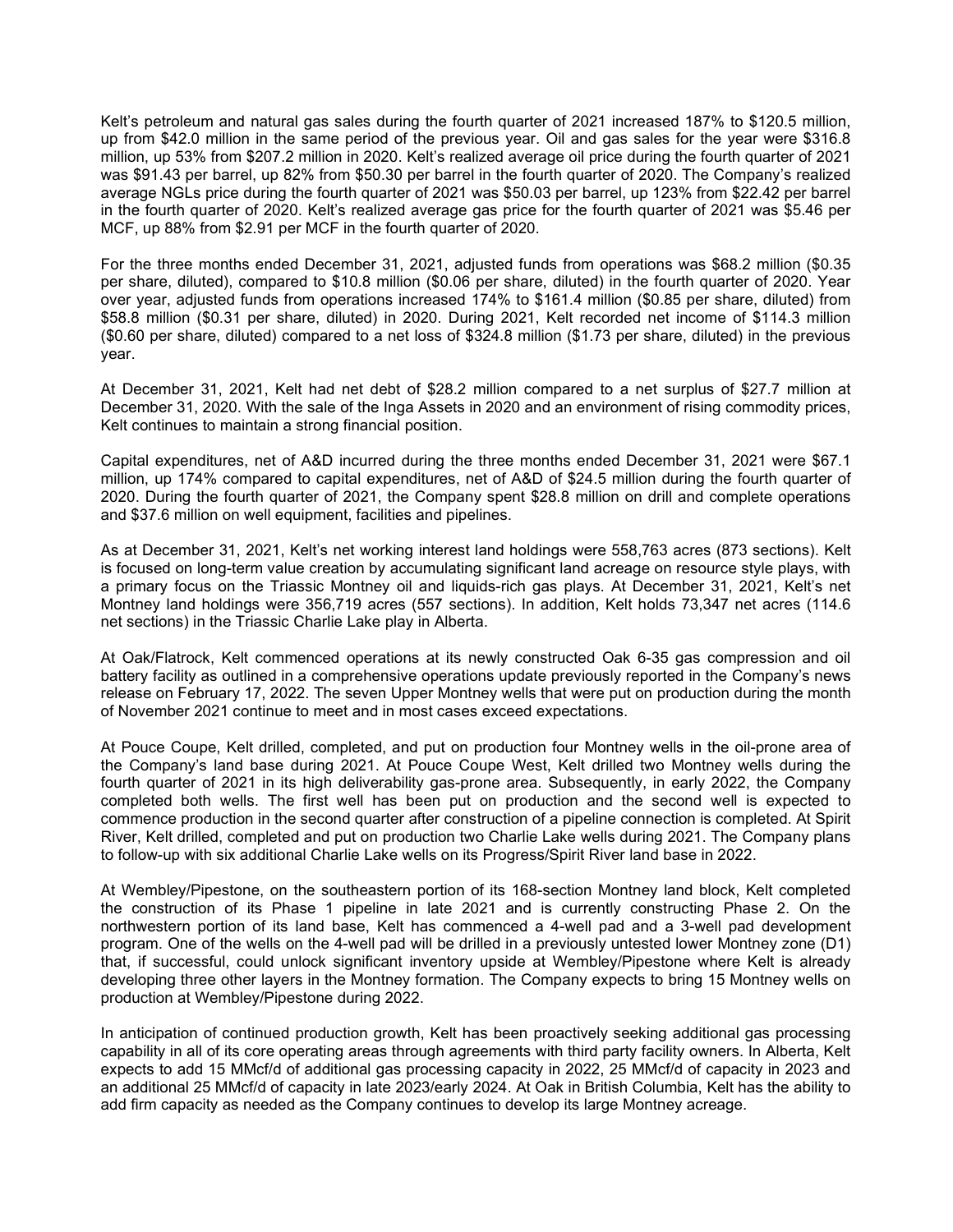Kelt's petroleum and natural gas sales during the fourth quarter of 2021 increased 187% to $120.5 million, up from $42.0 million in the same period of the previous year. Oil and gas sales for the year were $316.8 million, up 53% from $207.2 million in 2020. Kelt's realized average oil price during the fourth quarter of 2021 was $91.43 per barrel, up 82% from $50.30 per barrel in the fourth quarter of 2020. The Company's realized average NGLs price during the fourth quarter of 2021 was $50.03 per barrel, up 123% from $22.42 per barrel in the fourth quarter of 2020. Kelt's realized average gas price for the fourth quarter of 2021 was $5.46 per MCF, up 88% from $2.91 per MCF in the fourth quarter of 2020.

For the three months ended December 31, 2021, adjusted funds from operations was $68.2 million ($0.35 per share, diluted), compared to $10.8 million ($0.06 per share, diluted) in the fourth quarter of 2020. Year over year, adjusted funds from operations increased 174% to $161.4 million ($0.85 per share, diluted) from $58.8 million ($0.31 per share, diluted) in 2020. During 2021, Kelt recorded net income of $114.3 million ($0.60 per share, diluted) compared to a net loss of $324.8 million ($1.73 per share, diluted) in the previous year.

At December 31, 2021, Kelt had net debt of $28.2 million compared to a net surplus of $27.7 million at December 31, 2020. With the sale of the Inga Assets in 2020 and an environment of rising commodity prices, Kelt continues to maintain a strong financial position.

Capital expenditures, net of A&D incurred during the three months ended December 31, 2021 were $67.1 million, up 174% compared to capital expenditures, net of A&D of $24.5 million during the fourth quarter of 2020. During the fourth quarter of 2021, the Company spent $28.8 million on drill and complete operations and $37.6 million on well equipment, facilities and pipelines.

As at December 31, 2021, Kelt's net working interest land holdings were 558,763 acres (873 sections). Kelt is focused on long-term value creation by accumulating significant land acreage on resource style plays, with a primary focus on the Triassic Montney oil and liquids-rich gas plays. At December 31, 2021, Kelt's net Montney land holdings were 356,719 acres (557 sections). In addition, Kelt holds 73,347 net acres (114.6 net sections) in the Triassic Charlie Lake play in Alberta.

At Oak/Flatrock, Kelt commenced operations at its newly constructed Oak 6-35 gas compression and oil battery facility as outlined in a comprehensive operations update previously reported in the Company's news release on February 17, 2022. The seven Upper Montney wells that were put on production during the month of November 2021 continue to meet and in most cases exceed expectations.

At Pouce Coupe, Kelt drilled, completed, and put on production four Montney wells in the oil-prone area of the Company's land base during 2021. At Pouce Coupe West, Kelt drilled two Montney wells during the fourth quarter of 2021 in its high deliverability gas-prone area. Subsequently, in early 2022, the Company completed both wells. The first well has been put on production and the second well is expected to commence production in the second quarter after construction of a pipeline connection is completed. At Spirit River, Kelt drilled, completed and put on production two Charlie Lake wells during 2021. The Company plans to follow-up with six additional Charlie Lake wells on its Progress/Spirit River land base in 2022.

At Wembley/Pipestone, on the southeastern portion of its 168-section Montney land block, Kelt completed the construction of its Phase 1 pipeline in late 2021 and is currently constructing Phase 2. On the northwestern portion of its land base, Kelt has commenced a 4-well pad and a 3-well pad development program. One of the wells on the 4-well pad will be drilled in a previously untested lower Montney zone (D1) that, if successful, could unlock significant inventory upside at Wembley/Pipestone where Kelt is already developing three other layers in the Montney formation. The Company expects to bring 15 Montney wells on production at Wembley/Pipestone during 2022.

In anticipation of continued production growth, Kelt has been proactively seeking additional gas processing capability in all of its core operating areas through agreements with third party facility owners. In Alberta, Kelt expects to add 15 MMcf/d of additional gas processing capacity in 2022, 25 MMcf/d of capacity in 2023 and an additional 25 MMcf/d of capacity in late 2023/early 2024. At Oak in British Columbia, Kelt has the ability to add firm capacity as needed as the Company continues to develop its large Montney acreage.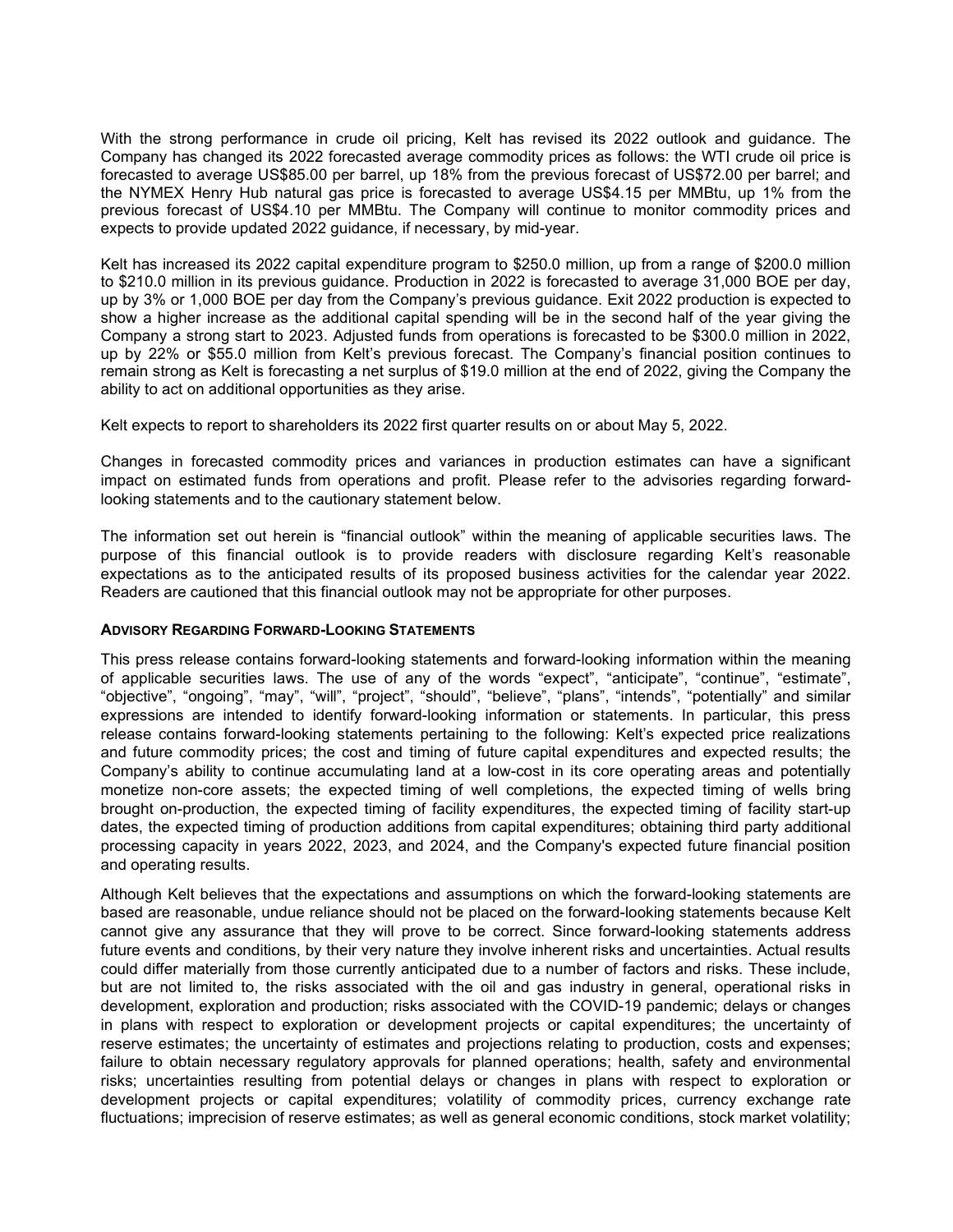With the strong performance in crude oil pricing, Kelt has revised its 2022 outlook and guidance. The Company has changed its 2022 forecasted average commodity prices as follows: the WTI crude oil price is forecasted to average US$85.00 per barrel, up 18% from the previous forecast of US$72.00 per barrel; and the NYMEX Henry Hub natural gas price is forecasted to average US$4.15 per MMBtu, up 1% from the previous forecast of US$4.10 per MMBtu. The Company will continue to monitor commodity prices and expects to provide updated 2022 guidance, if necessary, by mid-year.

Kelt has increased its 2022 capital expenditure program to $250.0 million, up from a range of $200.0 million to $210.0 million in its previous guidance. Production in 2022 is forecasted to average 31,000 BOE per day, up by 3% or 1,000 BOE per day from the Company's previous guidance. Exit 2022 production is expected to show a higher increase as the additional capital spending will be in the second half of the year giving the Company a strong start to 2023. Adjusted funds from operations is forecasted to be $300.0 million in 2022, up by 22% or $55.0 million from Kelt's previous forecast. The Company's financial position continues to remain strong as Kelt is forecasting a net surplus of $19.0 million at the end of 2022, giving the Company the ability to act on additional opportunities as they arise.

Kelt expects to report to shareholders its 2022 first quarter results on or about May 5, 2022.

Changes in forecasted commodity prices and variances in production estimates can have a significant impact on estimated funds from operations and profit. Please refer to the advisories regarding forward-looking statements and to the cautionary statement below.

The information set out herein is "financial outlook" within the meaning of applicable securities laws. The purpose of this financial outlook is to provide readers with disclosure regarding Kelt's reasonable expectations as to the anticipated results of its proposed business activities for the calendar year 2022. Readers are cautioned that this financial outlook may not be appropriate for other purposes.

#### ADVISORY REGARDING FORWARD-LOOKING STATEMENTS

This press release contains forward-looking statements and forward-looking information within the meaning of applicable securities laws. The use of any of the words "expect", "anticipate", "continue", "estimate", "objective", "ongoing", "may", "will", "project", "should", "believe", "plans", "intends", "potentially" and similar expressions are intended to identify forward-looking information or statements. In particular, this press release contains forward-looking statements pertaining to the following: Kelt's expected price realizations and future commodity prices; the cost and timing of future capital expenditures and expected results; the Company's ability to continue accumulating land at a low-cost in its core operating areas and potentially monetize non-core assets; the expected timing of well completions, the expected timing of wells bring brought on-production, the expected timing of facility expenditures, the expected timing of facility start-up dates, the expected timing of production additions from capital expenditures; obtaining third party additional processing capacity in years 2022, 2023, and 2024, and the Company's expected future financial position and operating results.

Although Kelt believes that the expectations and assumptions on which the forward-looking statements are based are reasonable, undue reliance should not be placed on the forward-looking statements because Kelt cannot give any assurance that they will prove to be correct. Since forward-looking statements address future events and conditions, by their very nature they involve inherent risks and uncertainties. Actual results could differ materially from those currently anticipated due to a number of factors and risks. These include, but are not limited to, the risks associated with the oil and gas industry in general, operational risks in development, exploration and production; risks associated with the COVID-19 pandemic; delays or changes in plans with respect to exploration or development projects or capital expenditures; the uncertainty of reserve estimates; the uncertainty of estimates and projections relating to production, costs and expenses; failure to obtain necessary regulatory approvals for planned operations; health, safety and environmental risks; uncertainties resulting from potential delays or changes in plans with respect to exploration or development projects or capital expenditures; volatility of commodity prices, currency exchange rate fluctuations; imprecision of reserve estimates; as well as general economic conditions, stock market volatility;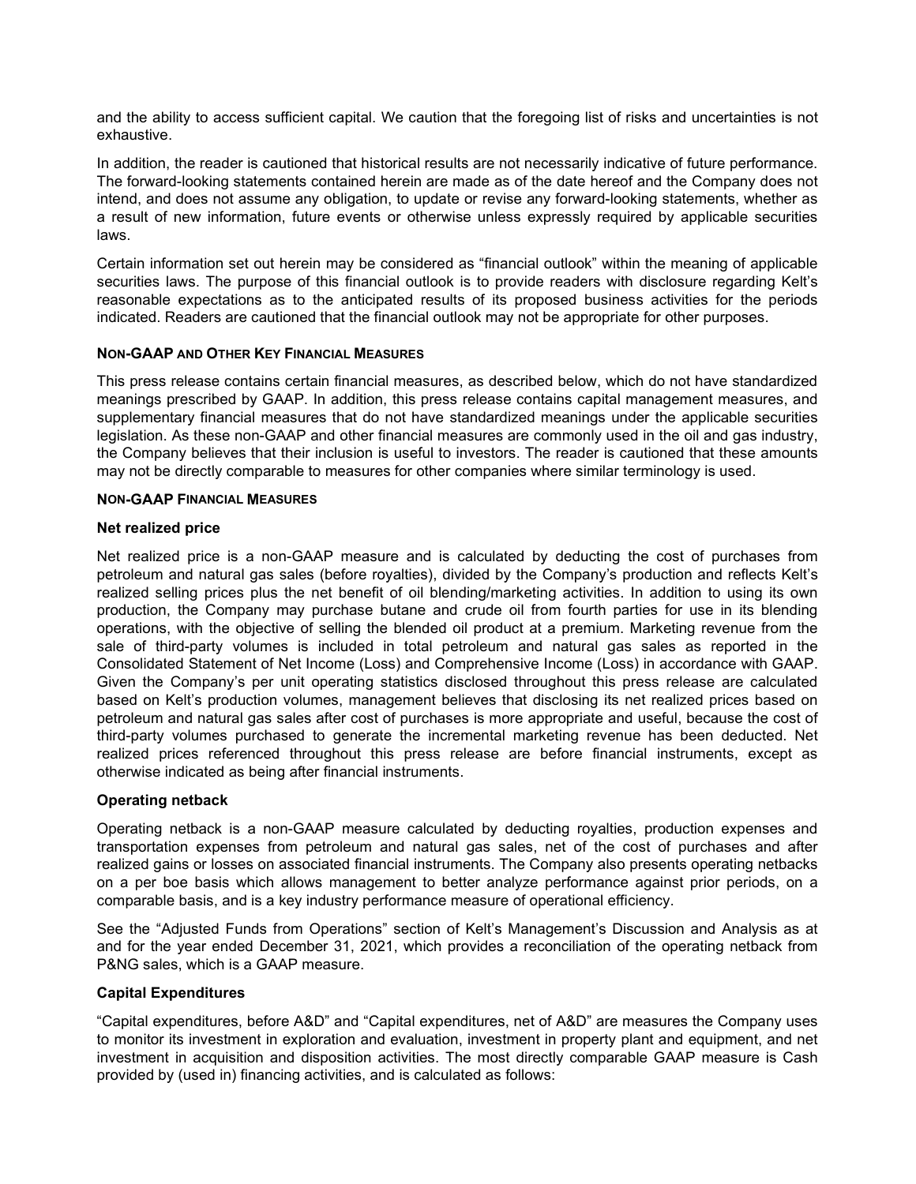and the ability to access sufficient capital. We caution that the foregoing list of risks and uncertainties is not exhaustive.

In addition, the reader is cautioned that historical results are not necessarily indicative of future performance. The forward-looking statements contained herein are made as of the date hereof and the Company does not intend, and does not assume any obligation, to update or revise any forward-looking statements, whether as a result of new information, future events or otherwise unless expressly required by applicable securities laws.

Certain information set out herein may be considered as "financial outlook" within the meaning of applicable securities laws. The purpose of this financial outlook is to provide readers with disclosure regarding Kelt's reasonable expectations as to the anticipated results of its proposed business activities for the periods indicated. Readers are cautioned that the financial outlook may not be appropriate for other purposes.

## NON-GAAP AND OTHER KEY FINANCIAL MEASURES

This press release contains certain financial measures, as described below, which do not have standardized meanings prescribed by GAAP. In addition, this press release contains capital management measures, and supplementary financial measures that do not have standardized meanings under the applicable securities legislation. As these non-GAAP and other financial measures are commonly used in the oil and gas industry, the Company believes that their inclusion is useful to investors. The reader is cautioned that these amounts may not be directly comparable to measures for other companies where similar terminology is used.

## NON-GAAP FINANCIAL MEASURES

### Net realized price

Net realized price is a non-GAAP measure and is calculated by deducting the cost of purchases from petroleum and natural gas sales (before royalties), divided by the Company's production and reflects Kelt's realized selling prices plus the net benefit of oil blending/marketing activities. In addition to using its own production, the Company may purchase butane and crude oil from fourth parties for use in its blending operations, with the objective of selling the blended oil product at a premium. Marketing revenue from the sale of third-party volumes is included in total petroleum and natural gas sales as reported in the Consolidated Statement of Net Income (Loss) and Comprehensive Income (Loss) in accordance with GAAP. Given the Company's per unit operating statistics disclosed throughout this press release are calculated based on Kelt's production volumes, management believes that disclosing its net realized prices based on petroleum and natural gas sales after cost of purchases is more appropriate and useful, because the cost of third-party volumes purchased to generate the incremental marketing revenue has been deducted. Net realized prices referenced throughout this press release are before financial instruments, except as otherwise indicated as being after financial instruments.

### Operating netback

Operating netback is a non-GAAP measure calculated by deducting royalties, production expenses and transportation expenses from petroleum and natural gas sales, net of the cost of purchases and after realized gains or losses on associated financial instruments. The Company also presents operating netbacks on a per boe basis which allows management to better analyze performance against prior periods, on a comparable basis, and is a key industry performance measure of operational efficiency.

See the "Adjusted Funds from Operations" section of Kelt's Management's Discussion and Analysis as at and for the year ended December 31, 2021, which provides a reconciliation of the operating netback from P&NG sales, which is a GAAP measure.

### Capital Expenditures

"Capital expenditures, before A&D" and "Capital expenditures, net of A&D" are measures the Company uses to monitor its investment in exploration and evaluation, investment in property plant and equipment, and net investment in acquisition and disposition activities. The most directly comparable GAAP measure is Cash provided by (used in) financing activities, and is calculated as follows: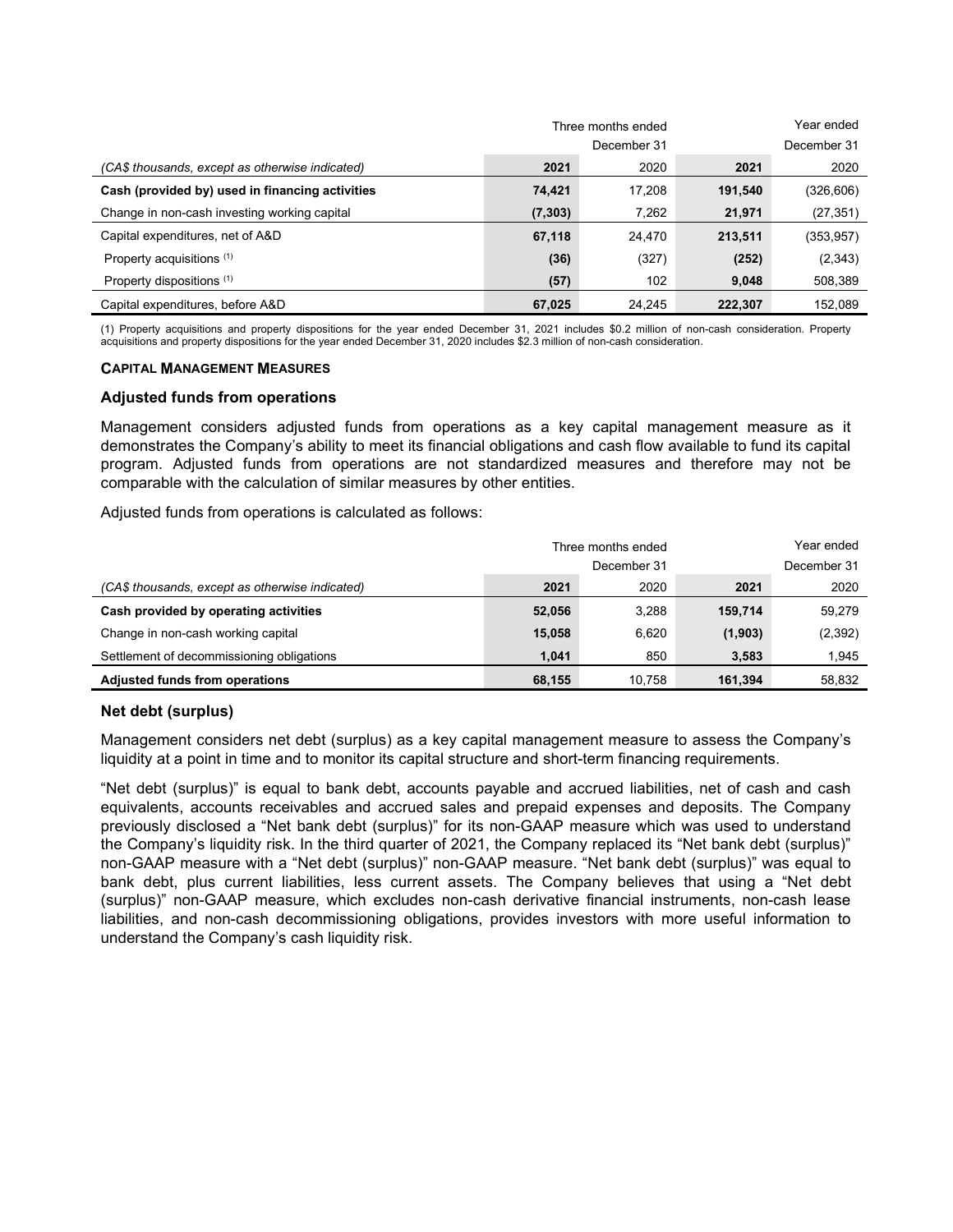| (CA$ thousands, except as otherwise indicated) | Three months ended December 31 2021 | Three months ended December 31 2020 | Year ended December 31 2021 | Year ended December 31 2020 |
|---|---|---|---|---|
| **Cash (provided by) used in financing activities** | **74,421** | 17,208 | **191,540** | (326,606) |
| Change in non-cash investing working capital | **(7,303)** | 7,262 | **21,971** | (27,351) |
| Capital expenditures, net of A&D | **67,118** | 24,470 | **213,511** | (353,957) |
| Property acquisitions [(1)] | **(36)** | (327) | **(252)** | (2,343) |
| Property dispositions [(1)] | **(57)** | 102 | **9,048** | 508,389 |
| Capital expenditures, before A&D | **67,025** | 24,245 | **222,307** | 152,089 |

(1) Property acquisitions and property dispositions for the year ended December 31, 2021 includes $0.2 million of non-cash consideration. Property acquisitions and property dispositions for the year ended December 31, 2020 includes $2.3 million of non-cash consideration.

**CAPITAL MANAGEMENT MEASURES**

### Adjusted funds from operations

Management considers adjusted funds from operations as a key capital management measure as it demonstrates the Company's ability to meet its financial obligations and cash flow available to fund its capital program. Adjusted funds from operations are not standardized measures and therefore may not be comparable with the calculation of similar measures by other entities.

Adjusted funds from operations is calculated as follows:

| (CA$ thousands, except as otherwise indicated) | Three months ended December 31 2021 | Three months ended December 31 2020 | Year ended December 31 2021 | Year ended December 31 2020 |
|---|---|---|---|---|
| **Cash provided by operating activities** | **52,056** | 3,288 | **159,714** | 59,279 |
| Change in non-cash working capital | **15,058** | 6,620 | **(1,903)** | (2,392) |
| Settlement of decommissioning obligations | **1,041** | 850 | **3,583** | 1,945 |
| **Adjusted funds from operations** | **68,155** | 10,758 | **161,394** | 58,832 |

### Net debt (surplus)

Management considers net debt (surplus) as a key capital management measure to assess the Company's liquidity at a point in time and to monitor its capital structure and short-term financing requirements.

"Net debt (surplus)" is equal to bank debt, accounts payable and accrued liabilities, net of cash and cash equivalents, accounts receivables and accrued sales and prepaid expenses and deposits. The Company previously disclosed a "Net bank debt (surplus)" for its non-GAAP measure which was used to understand the Company's liquidity risk. In the third quarter of 2021, the Company replaced its "Net bank debt (surplus)" non-GAAP measure with a "Net debt (surplus)" non-GAAP measure. "Net bank debt (surplus)" was equal to bank debt, plus current liabilities, less current assets. The Company believes that using a "Net debt (surplus)" non-GAAP measure, which excludes non-cash derivative financial instruments, non-cash lease liabilities, and non-cash decommissioning obligations, provides investors with more useful information to understand the Company's cash liquidity risk.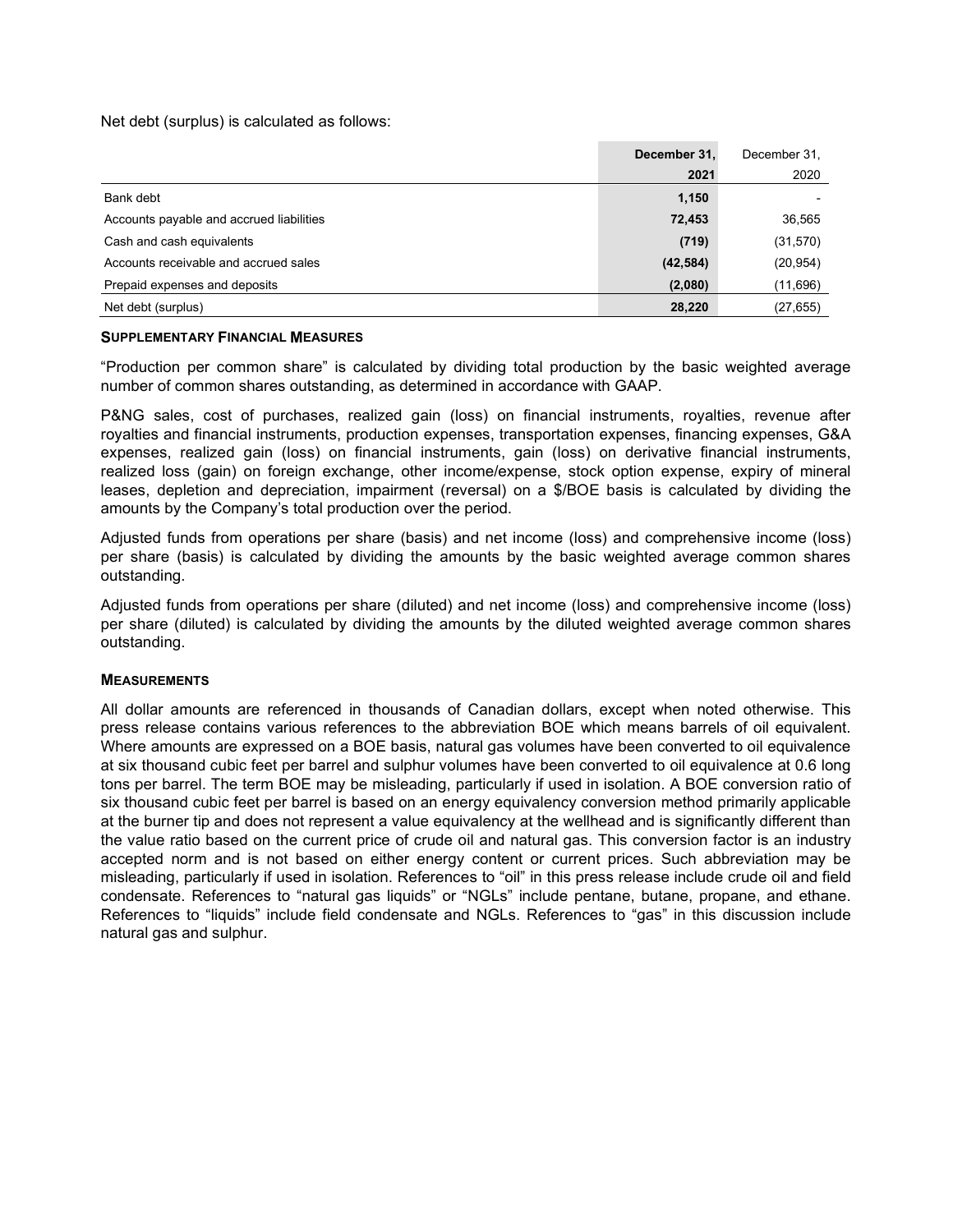Net debt (surplus) is calculated as follows:

| | **December 31, 2021** | December 31, 2020 |
|---|---|---|
| Bank debt | **1,150** | - |
| Accounts payable and accrued liabilities | **72,453** | 36,565 |
| Cash and cash equivalents | **(719)** | (31,570) |
| Accounts receivable and accrued sales | **(42,584)** | (20,954) |
| Prepaid expenses and deposits | **(2,080)** | (11,696) |
| Net debt (surplus) | **28,220** | (27,655) |

**SUPPLEMENTARY FINANCIAL MEASURES**

"Production per common share" is calculated by dividing total production by the basic weighted average number of common shares outstanding, as determined in accordance with GAAP.

P&NG sales, cost of purchases, realized gain (loss) on financial instruments, royalties, revenue after royalties and financial instruments, production expenses, transportation expenses, financing expenses, G&A expenses, realized gain (loss) on financial instruments, gain (loss) on derivative financial instruments, realized loss (gain) on foreign exchange, other income/expense, stock option expense, expiry of mineral leases, depletion and depreciation, impairment (reversal) on a $/BOE basis is calculated by dividing the amounts by the Company's total production over the period.

Adjusted funds from operations per share (basis) and net income (loss) and comprehensive income (loss) per share (basis) is calculated by dividing the amounts by the basic weighted average common shares outstanding.

Adjusted funds from operations per share (diluted) and net income (loss) and comprehensive income (loss) per share (diluted) is calculated by dividing the amounts by the diluted weighted average common shares outstanding.

**MEASUREMENTS**

All dollar amounts are referenced in thousands of Canadian dollars, except when noted otherwise. This press release contains various references to the abbreviation BOE which means barrels of oil equivalent. Where amounts are expressed on a BOE basis, natural gas volumes have been converted to oil equivalence at six thousand cubic feet per barrel and sulphur volumes have been converted to oil equivalence at 0.6 long tons per barrel. The term BOE may be misleading, particularly if used in isolation. A BOE conversion ratio of six thousand cubic feet per barrel is based on an energy equivalency conversion method primarily applicable at the burner tip and does not represent a value equivalency at the wellhead and is significantly different than the value ratio based on the current price of crude oil and natural gas. This conversion factor is an industry accepted norm and is not based on either energy content or current prices. Such abbreviation may be misleading, particularly if used in isolation. References to "oil" in this press release include crude oil and field condensate. References to "natural gas liquids" or "NGLs" include pentane, butane, propane, and ethane. References to "liquids" include field condensate and NGLs. References to "gas" in this discussion include natural gas and sulphur.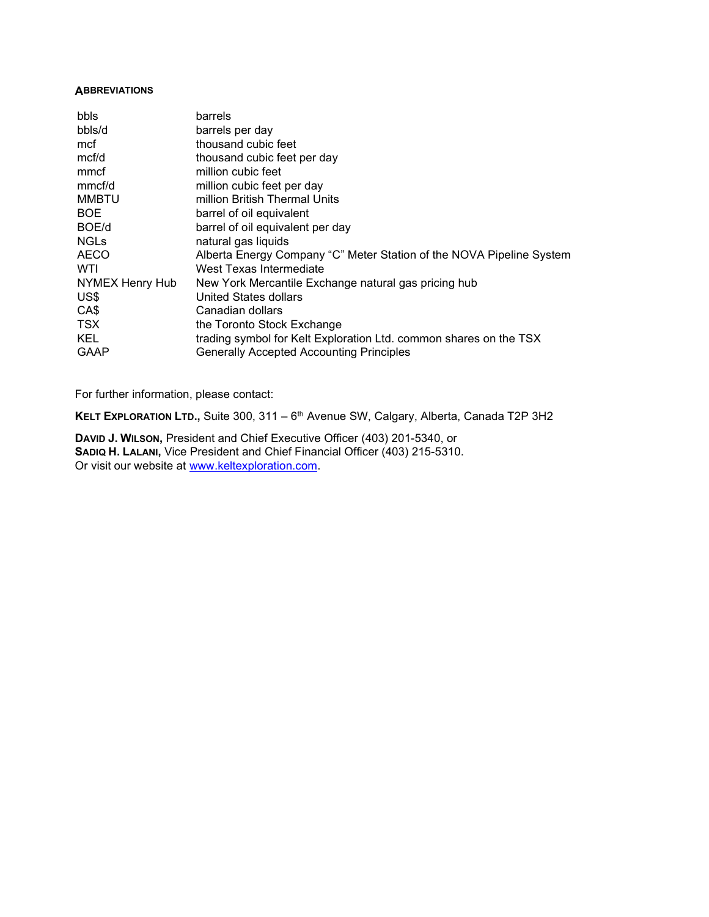### ABBREVIATIONS

| | |
|---|---|
| bbls | barrels |
| bbls/d | barrels per day |
| mcf | thousand cubic feet |
| mcf/d | thousand cubic feet per day |
| mmcf | million cubic feet |
| mmcf/d | million cubic feet per day |
| MMBTU | million British Thermal Units |
| BOE | barrel of oil equivalent |
| BOE/d | barrel of oil equivalent per day |
| NGLs | natural gas liquids |
| AECO | Alberta Energy Company "C" Meter Station of the NOVA Pipeline System |
| WTI | West Texas Intermediate |
| NYMEX Henry Hub | New York Mercantile Exchange natural gas pricing hub |
| US$ | United States dollars |
| CA$ | Canadian dollars |
| TSX | the Toronto Stock Exchange |
| KEL | trading symbol for Kelt Exploration Ltd. common shares on the TSX |
| GAAP | Generally Accepted Accounting Principles |

For further information, please contact:

**KELT EXPLORATION LTD.,** Suite 300, 311 – 6th Avenue SW, Calgary, Alberta, Canada T2P 3H2

**DAVID J. WILSON,** President and Chief Executive Officer (403) 201-5340, or
**SADIQ H. LALANI,** Vice President and Chief Financial Officer (403) 215-5310.
Or visit our website at [www.keltexploration.com](http://www.keltexploration.com).